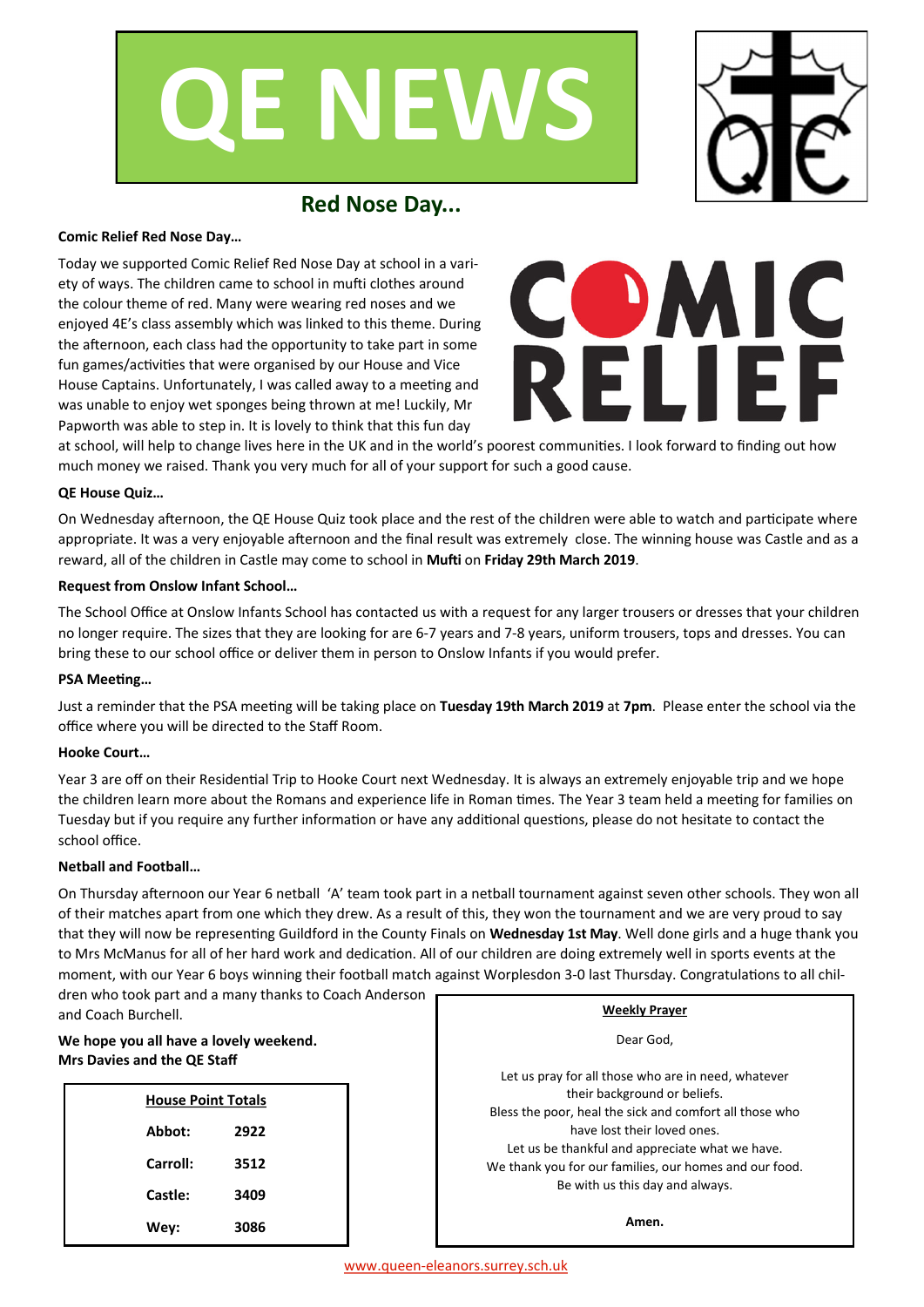# QE NEWS

## Red Nose Day...

**Comic Relief Red Nose Day…**

Today we supported Comic Relief Red Nose Day at school in a variety of ways. The children came to school in mufti clothes around the colour theme of red. Many were wearing red noses and we enjoyed 4E's class assembly which was linked to this theme. During the afternoon, each class had the opportunity to take part in some fun games/activities that were organised by our House and Vice House Captains. Unfortunately, I was called away to a meeting and was unable to enjoy wet sponges being thrown at me! Luckily, Mr Papworth was able to step in. It is lovely to think that this fun day at school, will help to change lives here in the UK and in the world's poorest communities. I look forward to finding out how much money we raised. Thank you very much for all of your support for such a good cause.

**QE House Quiz…**

On Wednesday afternoon, the QE House Quiz took place and the rest of the children were able to watch and participate where appropriate. It was a very enjoyable afternoon and the final result was extremely close. The winning house was Castle and as a reward, all of the children in Castle may come to school in **Mufti** on **Friday 29th March 2019**.

**Request from Onslow Infant School…**

The School Office at Onslow Infants School has contacted us with a request for any larger trousers or dresses that your children no longer require. The sizes that they are looking for are 6-7 years and 7-8 years, uniform trousers, tops and dresses. You can bring these to our school office or deliver them in person to Onslow Infants if you would prefer.

**PSA Meeting…**

Just a reminder that the PSA meeting will be taking place on **Tuesday 19th March 2019** at **7pm**. Please enter the school via the office where you will be directed to the Staff Room.

**Hooke Court…**

Year 3 are off on their Residential Trip to Hooke Court next Wednesday. It is always an extremely enjoyable trip and we hope the children learn more about the Romans and experience life in Roman times. The Year 3 team held a meeting for families on Tuesday but if you require any further information or have any additional questions, please do not hesitate to contact the school office.

**Netball and Football…**

On Thursday afternoon our Year 6 netball 'A' team took part in a netball tournament against seven other schools. They won all of their matches apart from one which they drew. As a result of this, they won the tournament and we are very proud to say that they will now be representing Guildford in the County Finals on **Wednesday 1st May**. Well done girls and a huge thank you to Mrs McManus for all of her hard work and dedication. All of our children are doing extremely well in sports events at the moment, with our Year 6 boys winning their football match against Worplesdon 3-0 last Thursday. Congratulations to all children who took part and a many thanks to Coach Anderson and Coach Burchell.

**We hope you all have a lovely weekend.**
**Mrs Davies and the QE Staff**

| House Point Totals | |
|---|---|
| **Abbot:** | **2922** |
| **Carroll:** | **3512** |
| **Castle:** | **3409** |
| **Wey:** | **3086** |

**Weekly Prayer**

Dear God,

Let us pray for all those who are in need, whatever their background or beliefs.
Bless the poor, heal the sick and comfort all those who have lost their loved ones.
Let us be thankful and appreciate what we have.
We thank you for our families, our homes and our food.
Be with us this day and always.

**Amen.**

www.queen-eleanors.surrey.sch.uk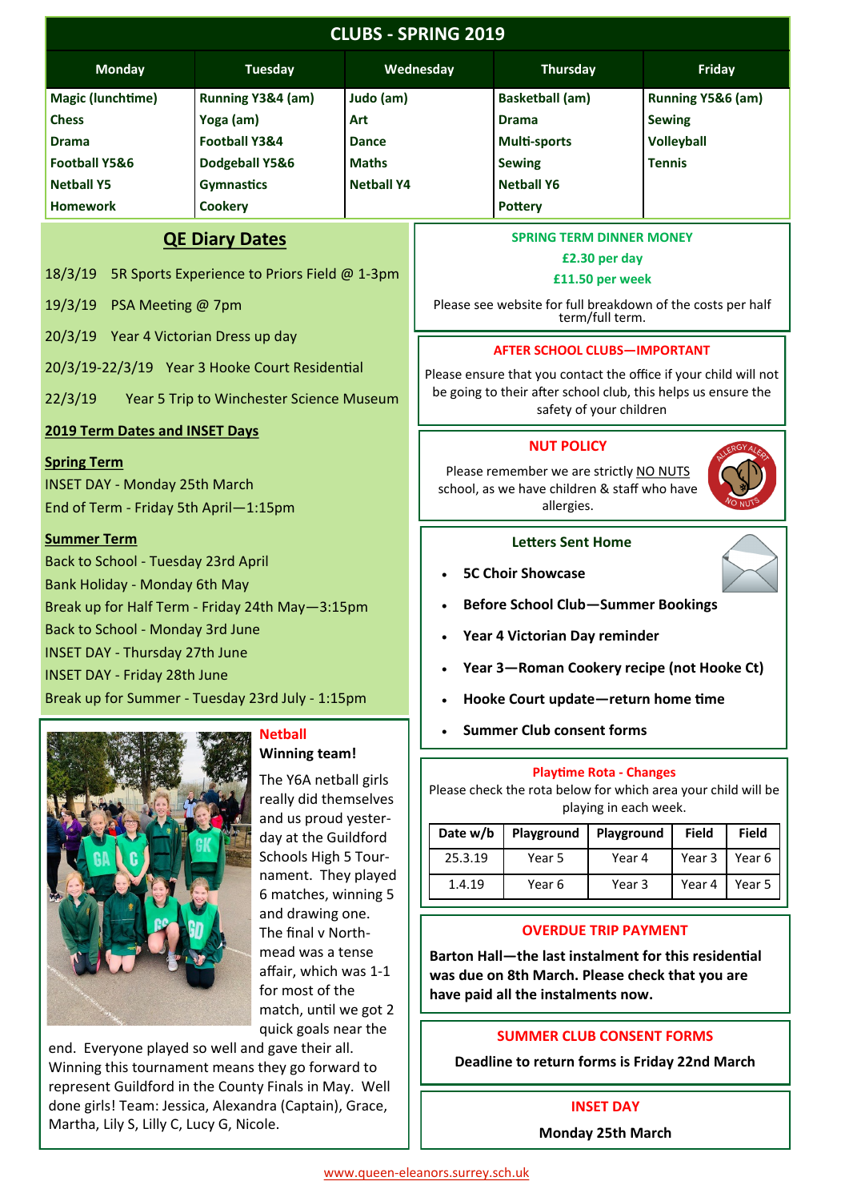## CLUBS - SPRING 2019

| Monday | Tuesday | Wednesday | Thursday | Friday |
|---|---|---|---|---|
| Magic (lunchtime) | Running Y3&4 (am) | Judo (am) | Basketball (am) | Running Y5&6 (am) |
| Chess | Yoga (am) | Art | Drama | Sewing |
| Drama | Football Y3&4 | Dance | Multi-sports | Volleyball |
| Football Y5&6 | Dodgeball Y5&6 | Maths | Sewing | Tennis |
| Netball Y5 | Gymnastics | Netball Y4 | Netball Y6 | |
| Homework | Cookery | | Pottery | |

## QE Diary Dates

18/3/19 5R Sports Experience to Priors Field @ 1-3pm

19/3/19 PSA Meeting @ 7pm

20/3/19 Year 4 Victorian Dress up day

20/3/19-22/3/19 Year 3 Hooke Court Residential

22/3/19 Year 5 Trip to Winchester Science Museum

**2019 Term Dates and INSET Days**

**Spring Term**

INSET DAY - Monday 25th March

End of Term - Friday 5th April—1:15pm

**Summer Term**

Back to School - Tuesday 23rd April

Bank Holiday - Monday 6th May

Break up for Half Term - Friday 24th May—3:15pm

Back to School - Monday 3rd June

INSET DAY - Thursday 27th June

INSET DAY - Friday 28th June

Break up for Summer - Tuesday 23rd July - 1:15pm

### Netball

**Winning team!**

The Y6A netball girls really did themselves and us proud yesterday at the Guildford Schools High 5 Tournament. They played 6 matches, winning 5 and drawing one. The final v Northmead was a tense affair, which was 1-1 for most of the match, until we got 2 quick goals near the end. Everyone played so well and gave their all. Winning this tournament means they go forward to represent Guildford in the County Finals in May. Well done girls! Team: Jessica, Alexandra (Captain), Grace, Martha, Lily S, Lilly C, Lucy G, Nicole.

### SPRING TERM DINNER MONEY

**£2.30 per day**

**£11.50 per week**

Please see website for full breakdown of the costs per half term/full term.

### AFTER SCHOOL CLUBS—IMPORTANT

Please ensure that you contact the office if your child will not be going to their after school club, this helps us ensure the safety of your children

### NUT POLICY

Please remember we are strictly NO NUTS school, as we have children & staff who have allergies.

### Letters Sent Home

- **5C Choir Showcase**
- **Before School Club—Summer Bookings**
- **Year 4 Victorian Day reminder**
- **Year 3—Roman Cookery recipe (not Hooke Ct)**
- **Hooke Court update—return home time**
- **Summer Club consent forms**

### Playtime Rota - Changes

Please check the rota below for which area your child will be playing in each week.

| Date w/b | Playground | Playground | Field | Field |
|---|---|---|---|---|
| 25.3.19 | Year 5 | Year 4 | Year 3 | Year 6 |
| 1.4.19 | Year 6 | Year 3 | Year 4 | Year 5 |

### OVERDUE TRIP PAYMENT

**Barton Hall—the last instalment for this residential was due on 8th March. Please check that you are have paid all the instalments now.**

### SUMMER CLUB CONSENT FORMS

**Deadline to return forms is Friday 22nd March**

### INSET DAY

**Monday 25th March**

www.queen-eleanors.surrey.sch.uk